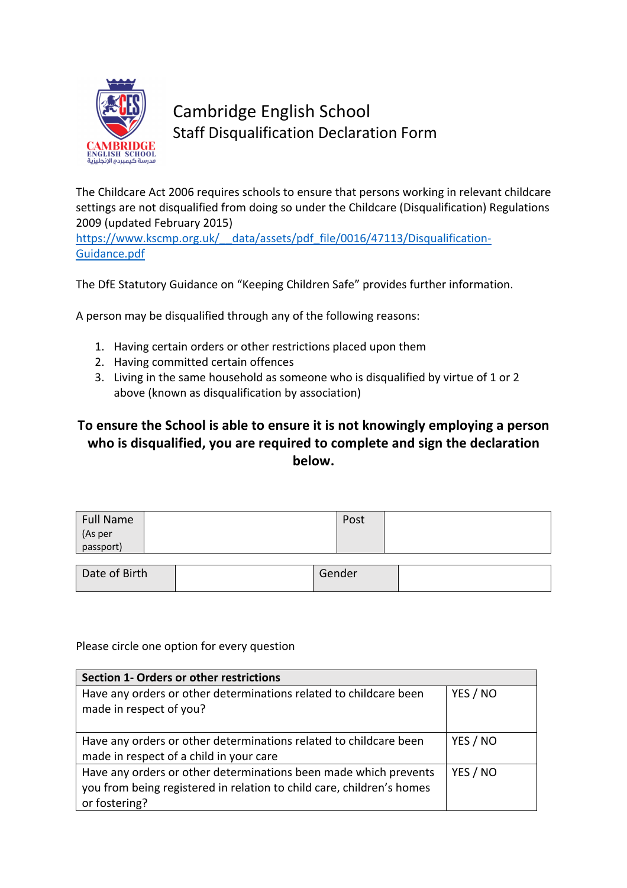# Cambridge English School
## Staff Disqualification Declaration Form

The Childcare Act 2006 requires schools to ensure that persons working in relevant childcare settings are not disqualified from doing so under the Childcare (Disqualification) Regulations 2009 (updated February 2015)
https://www.kscmp.org.uk/__data/assets/pdf_file/0016/47113/Disqualification-Guidance.pdf

The DfE Statutory Guidance on "Keeping Children Safe" provides further information.

A person may be disqualified through any of the following reasons:

1. Having certain orders or other restrictions placed upon them
2. Having committed certain offences
3. Living in the same household as someone who is disqualified by virtue of 1 or 2 above (known as disqualification by association)

**To ensure the School is able to ensure it is not knowingly employing a person who is disqualified, you are required to complete and sign the declaration below.**

| Full Name (As per passport) | | Post | |
|---|---|---|---|

| Date of Birth | | Gender | |
|---|---|---|---|

Please circle one option for every question

| Section 1- Orders or other restrictions | |
|---|---|
| Have any orders or other determinations related to childcare been made in respect of you? | YES / NO |
| Have any orders or other determinations related to childcare been made in respect of a child in your care | YES / NO |
| Have any orders or other determinations been made which prevents you from being registered in relation to child care, children's homes or fostering? | YES / NO |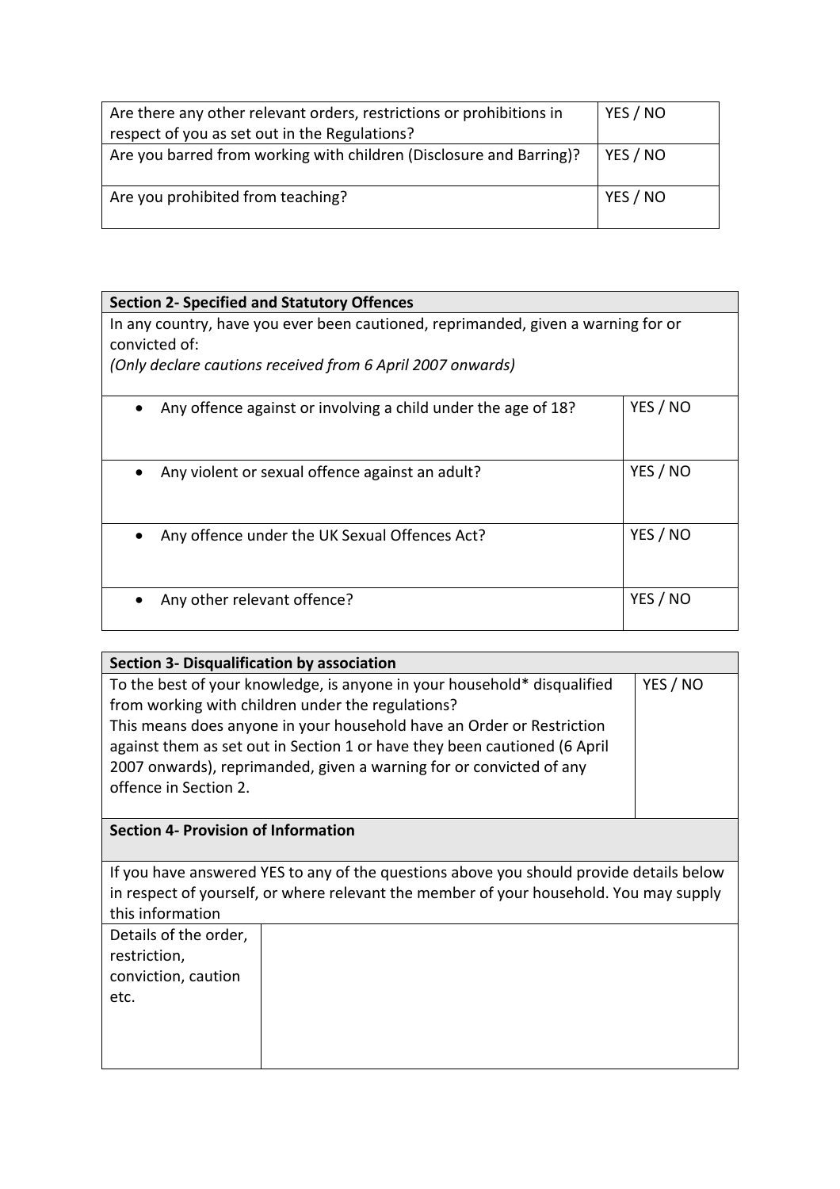| Are there any other relevant orders, restrictions or prohibitions in respect of you as set out in the Regulations? | YES / NO |
|---|---|
| Are you barred from working with children (Disclosure and Barring)? | YES / NO |
| Are you prohibited from teaching? | YES / NO |

| **Section 2- Specified and Statutory Offences** | |
|---|---|
| In any country, have you ever been cautioned, reprimanded, given a warning for or convicted of:<br>*(Only declare cautions received from 6 April 2007 onwards)* | |
| • Any offence against or involving a child under the age of 18? | YES / NO |
| • Any violent or sexual offence against an adult? | YES / NO |
| • Any offence under the UK Sexual Offences Act? | YES / NO |
| • Any other relevant offence? | YES / NO |

| **Section 3- Disqualification by association** | |
|---|---|
| To the best of your knowledge, is anyone in your household* disqualified from working with children under the regulations?<br>This means does anyone in your household have an Order or Restriction against them as set out in Section 1 or have they been cautioned (6 April 2007 onwards), reprimanded, given a warning for or convicted of any offence in Section 2. | YES / NO |

| **Section 4- Provision of Information** | |
|---|---|
| If you have answered YES to any of the questions above you should provide details below in respect of yourself, or where relevant the member of your household. You may supply this information | |
| Details of the order, restriction, conviction, caution etc. | |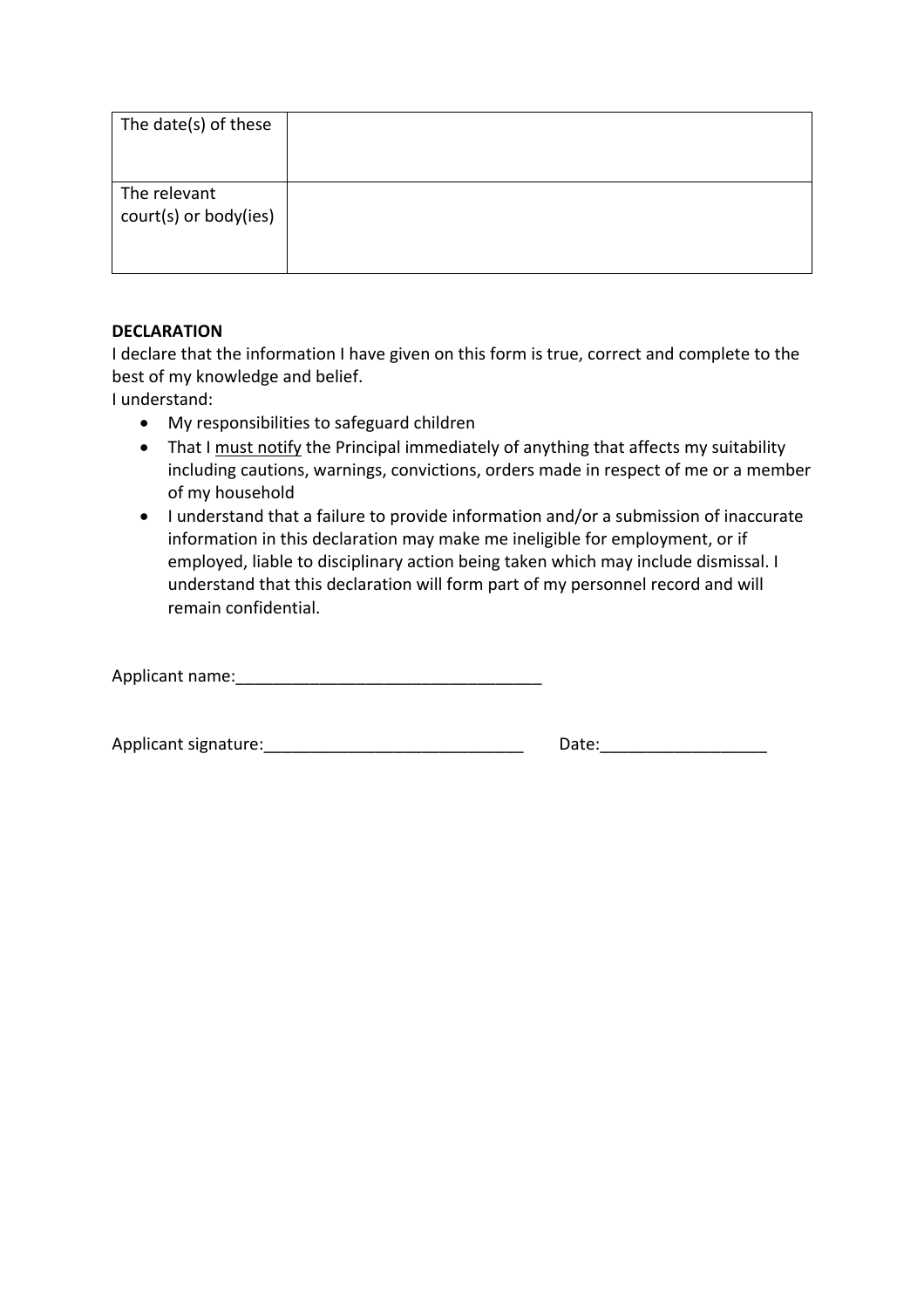| | |
|---|---|
| The date(s) of these | |
| The relevant court(s) or body(ies) | |

**DECLARATION**

I declare that the information I have given on this form is true, correct and complete to the best of my knowledge and belief.

I understand:

- My responsibilities to safeguard children
- That I must notify the Principal immediately of anything that affects my suitability including cautions, warnings, convictions, orders made in respect of me or a member of my household
- I understand that a failure to provide information and/or a submission of inaccurate information in this declaration may make me ineligible for employment, or if employed, liable to disciplinary action being taken which may include dismissal. I understand that this declaration will form part of my personnel record and will remain confidential.

Applicant name:_________________________________

Applicant signature:____________________________ Date:__________________